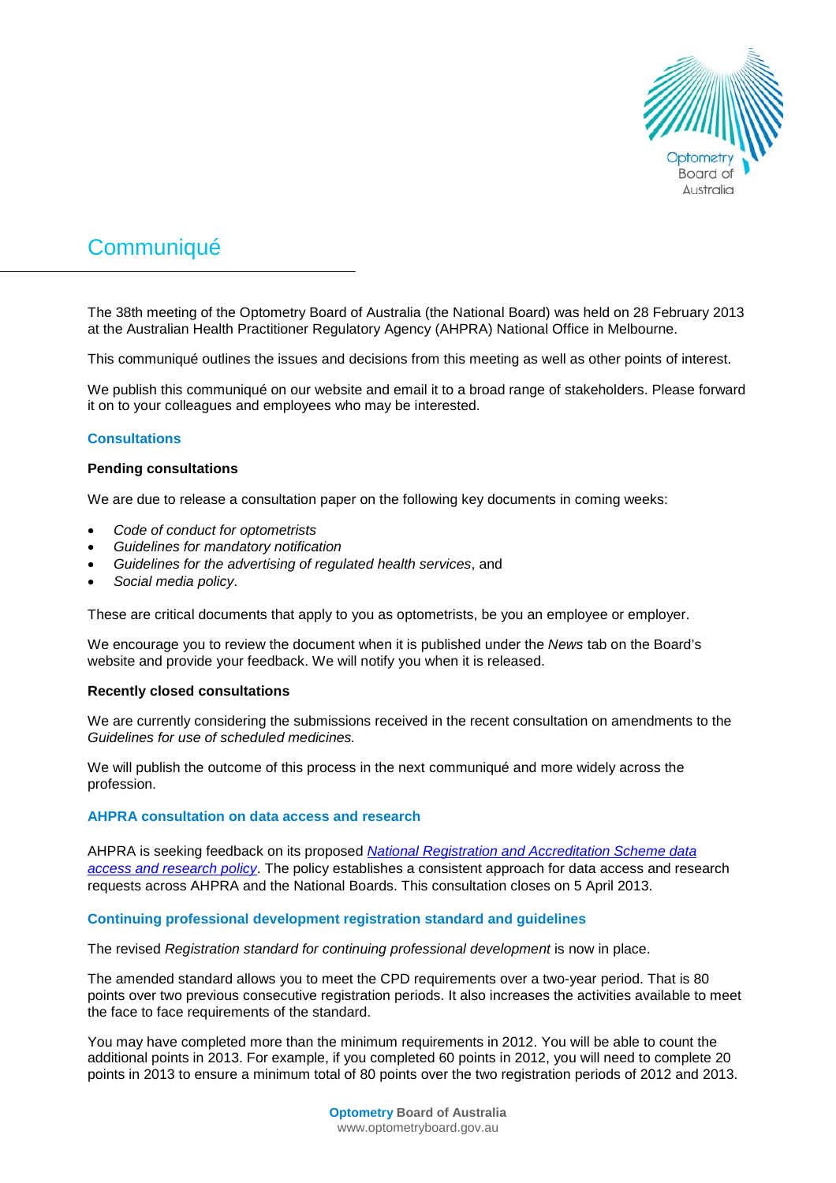# Communiqué

The 38th meeting of the Optometry Board of Australia (the National Board) was held on 28 February 2013 at the Australian Health Practitioner Regulatory Agency (AHPRA) National Office in Melbourne.

This communiqué outlines the issues and decisions from this meeting as well as other points of interest.

We publish this communiqué on our website and email it to a broad range of stakeholders. Please forward it on to your colleagues and employees who may be interested.

## Consultations

### Pending consultations

We are due to release a consultation paper on the following key documents in coming weeks:

- *Code of conduct for optometrists*
- *Guidelines for mandatory notification*
- *Guidelines for the advertising of regulated health services*, and
- *Social media policy*.

These are critical documents that apply to you as optometrists, be you an employee or employer.

We encourage you to review the document when it is published under the *News* tab on the Board's website and provide your feedback. We will notify you when it is released.

### Recently closed consultations

We are currently considering the submissions received in the recent consultation on amendments to the *Guidelines for use of scheduled medicines.*

We will publish the outcome of this process in the next communiqué and more widely across the profession.

## AHPRA consultation on data access and research

AHPRA is seeking feedback on its proposed *National Registration and Accreditation Scheme data access and research policy*. The policy establishes a consistent approach for data access and research requests across AHPRA and the National Boards. This consultation closes on 5 April 2013.

## Continuing professional development registration standard and guidelines

The revised *Registration standard for continuing professional development* is now in place.

The amended standard allows you to meet the CPD requirements over a two-year period. That is 80 points over two previous consecutive registration periods. It also increases the activities available to meet the face to face requirements of the standard.

You may have completed more than the minimum requirements in 2012. You will be able to count the additional points in 2013. For example, if you completed 60 points in 2012, you will need to complete 20 points in 2013 to ensure a minimum total of 80 points over the two registration periods of 2012 and 2013.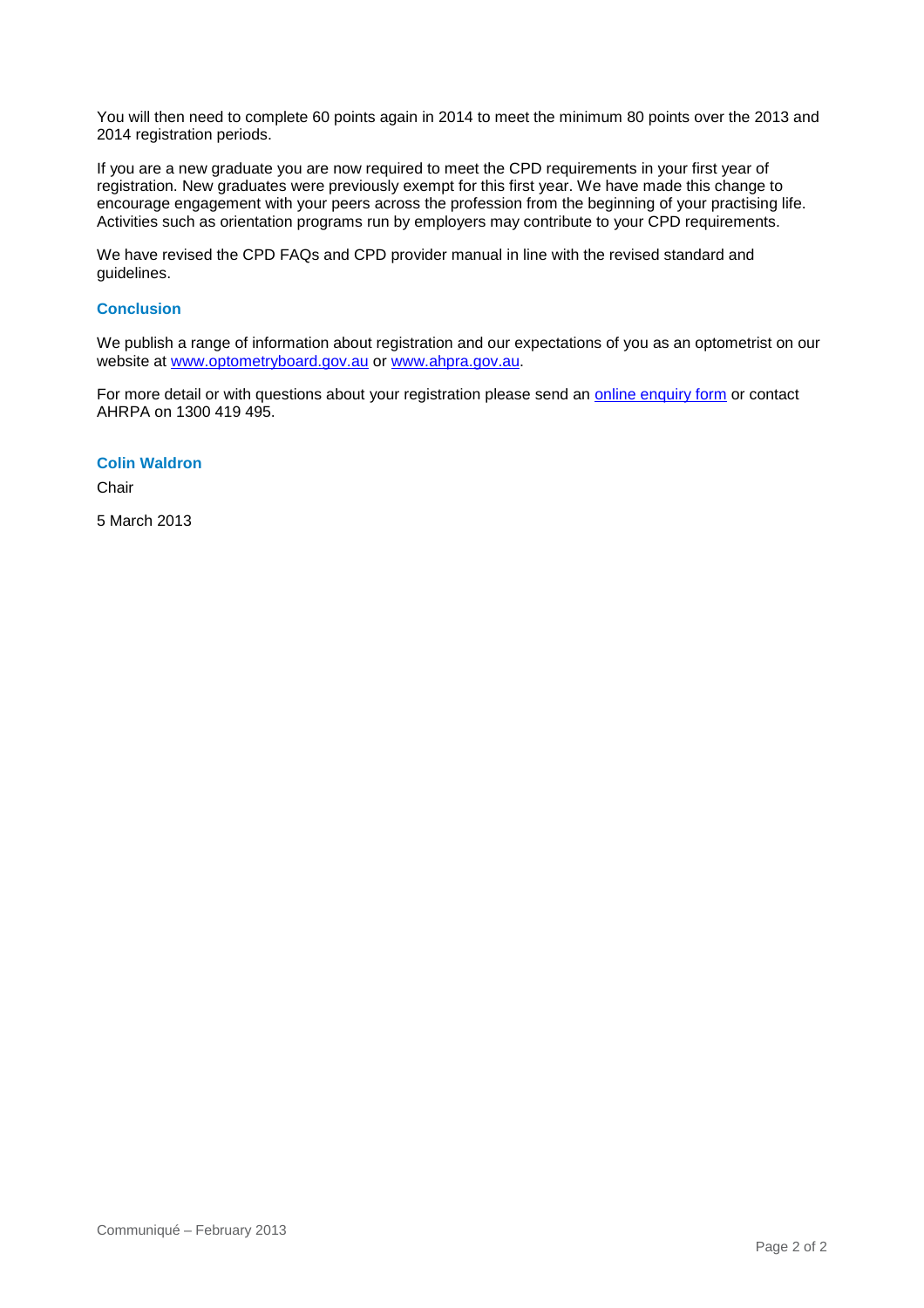You will then need to complete 60 points again in 2014 to meet the minimum 80 points over the 2013 and 2014 registration periods.

If you are a new graduate you are now required to meet the CPD requirements in your first year of registration. New graduates were previously exempt for this first year. We have made this change to encourage engagement with your peers across the profession from the beginning of your practising life. Activities such as orientation programs run by employers may contribute to your CPD requirements.

We have revised the CPD FAQs and CPD provider manual in line with the revised standard and guidelines.

### Conclusion

We publish a range of information about registration and our expectations of you as an optometrist on our website at [www.optometryboard.gov.au](http://www.optometryboard.gov.au) or [www.ahpra.gov.au](http://www.ahpra.gov.au).

For more detail or with questions about your registration please send an [online enquiry form]() or contact AHRPA on 1300 419 495.

**Colin Waldron**

Chair

5 March 2013